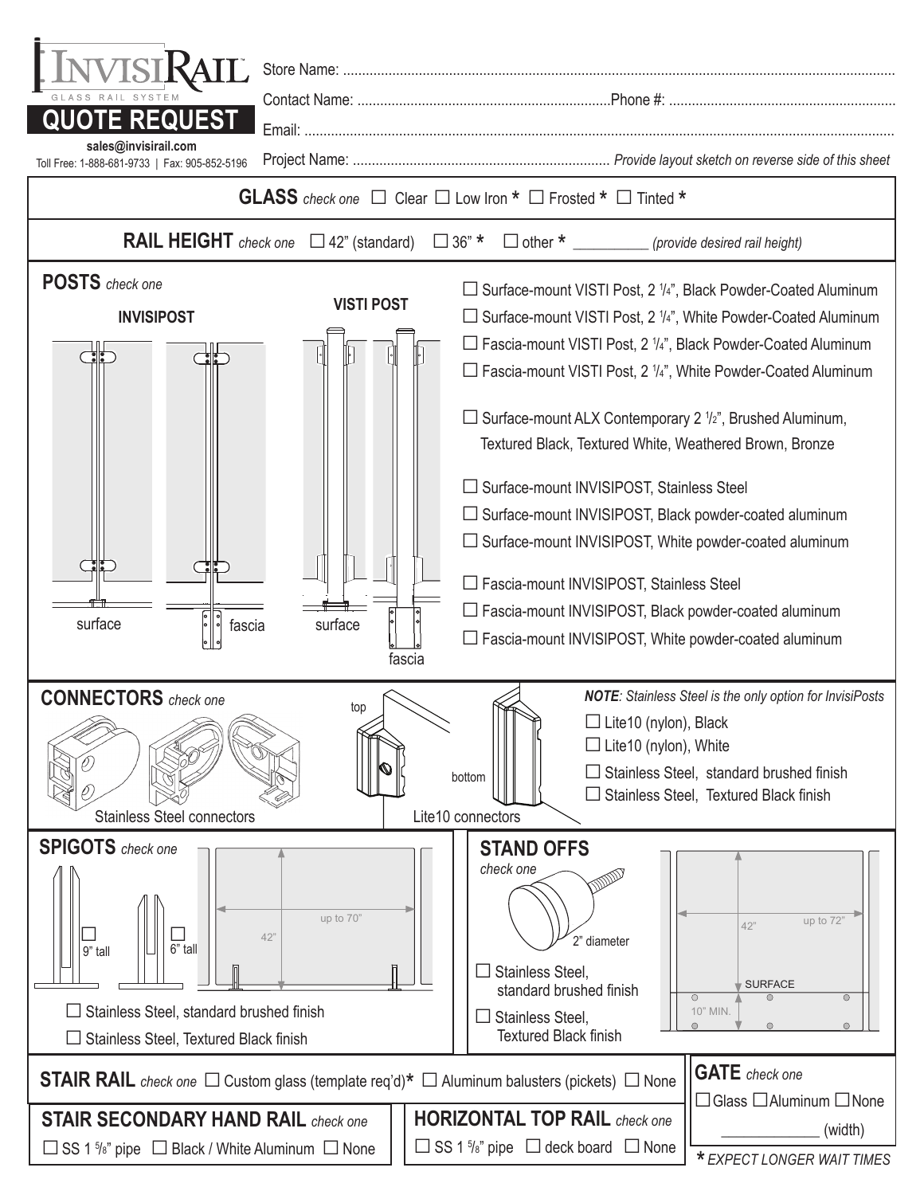# INVISIRAIL™

GLASS RAIL SYSTEM

## QUOTE REQUEST

**sales@invisirail.com**

Toll Free: 1-888-681-9733 | Fax: 905-852-5196

Store Name: ..................................................................................................................................................

Contact Name: ..................................................................Phone #: ...........................................................

Email: ...........................................................................................................................................................

Project Name: .................................................................... *Provide layout sketch on reverse side of this sheet*

---

**GLASS** *check one* ☐ Clear ☐ Low Iron * ☐ Frosted * ☐ Tinted *

---

**RAIL HEIGHT** *check one* ☐ 42" (standard) ☐ 36" * ☐ other * __________ *(provide desired rail height)*

---

## POSTS *check one*

INVISIPOST: surface, fascia

VISTI POST: surface, fascia

- ☐ Surface-mount VISTI Post, 2 1/4", Black Powder-Coated Aluminum
- ☐ Surface-mount VISTI Post, 2 1/4", White Powder-Coated Aluminum
- ☐ Fascia-mount VISTI Post, 2 1/4", Black Powder-Coated Aluminum
- ☐ Fascia-mount VISTI Post, 2 1/4", White Powder-Coated Aluminum
- ☐ Surface-mount ALX Contemporary 2 1/2", Brushed Aluminum, Textured Black, Textured White, Weathered Brown, Bronze
- ☐ Surface-mount INVISIPOST, Stainless Steel
- ☐ Surface-mount INVISIPOST, Black powder-coated aluminum
- ☐ Surface-mount INVISIPOST, White powder-coated aluminum
- ☐ Fascia-mount INVISIPOST, Stainless Steel
- ☐ Fascia-mount INVISIPOST, Black powder-coated aluminum
- ☐ Fascia-mount INVISIPOST, White powder-coated aluminum

---

## CONNECTORS *check one*

Stainless Steel connectors

Lite10 connectors (top, bottom)

***NOTE**: Stainless Steel is the only option for InvisiPosts*

- ☐ Lite10 (nylon), Black
- ☐ Lite10 (nylon), White
- ☐ Stainless Steel, standard brushed finish
- ☐ Stainless Steel, Textured Black finish

---

## SPIGOTS *check one*

☐ 9" tall ☐ 6" tall

42" / up to 70"

- ☐ Stainless Steel, standard brushed finish
- ☐ Stainless Steel, Textured Black finish

## STAND OFFS

*check one*

2" diameter

- ☐ Stainless Steel, standard brushed finish
- ☐ Stainless Steel, Textured Black finish

42" / up to 72" / SURFACE / 10" MIN.

---

**STAIR RAIL** *check one* ☐ Custom glass (template req'd)* ☐ Aluminum balusters (pickets) ☐ None

**STAIR SECONDARY HAND RAIL** *check one*
☐ SS 1 5/8" pipe ☐ Black / White Aluminum ☐ None

**HORIZONTAL TOP RAIL** *check one*
☐ SS 1 5/8" pipe ☐ deck board ☐ None

**GATE** *check one*
☐ Glass ☐ Aluminum ☐ None
____________ (width)

* *EXPECT LONGER WAIT TIMES*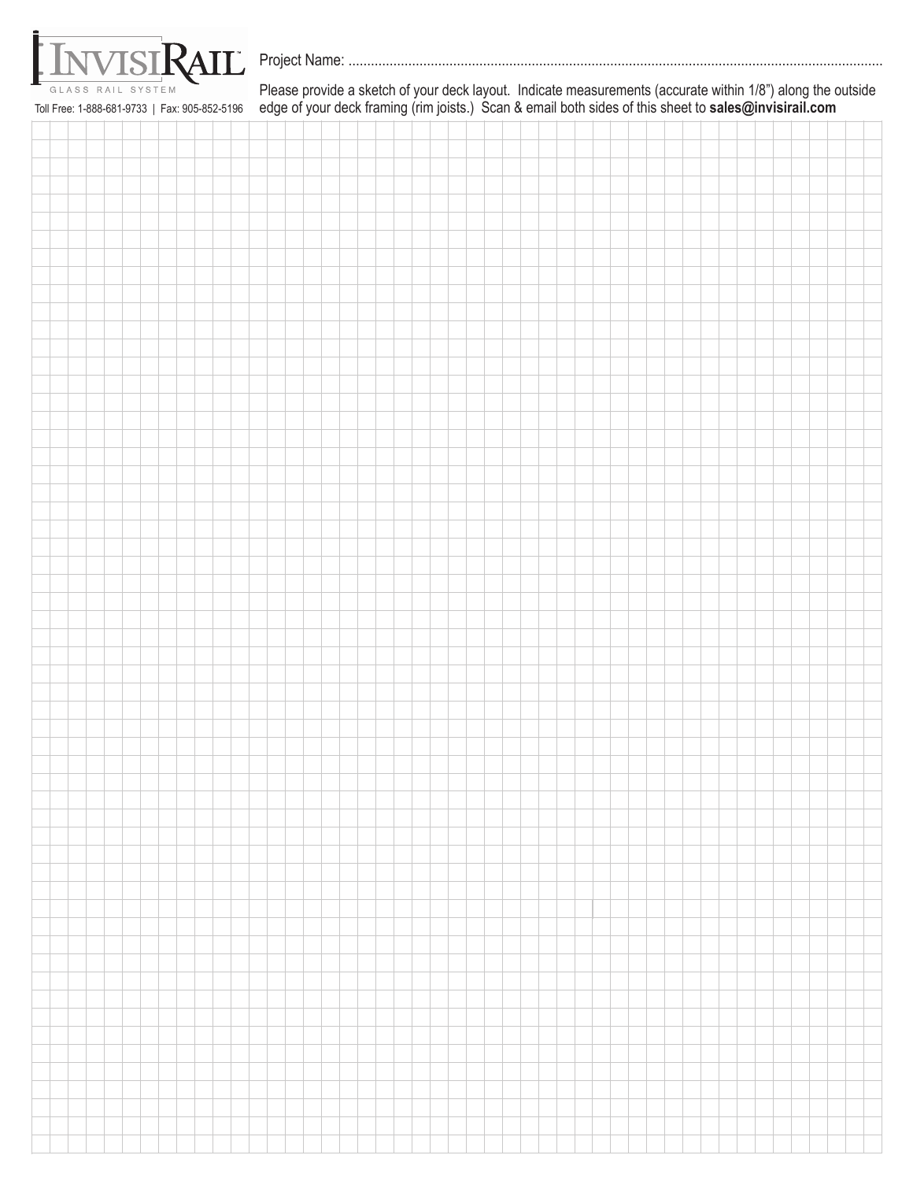INVISIRAIL™
GLASS RAIL SYSTEM

Toll Free: 1-888-681-9733 | Fax: 905-852-5196

Project Name: ..............................................................................................................................................

Please provide a sketch of your deck layout. Indicate measurements (accurate within 1/8") along the outside edge of your deck framing (rim joists.) Scan & email both sides of this sheet to **sales@invisirail.com**